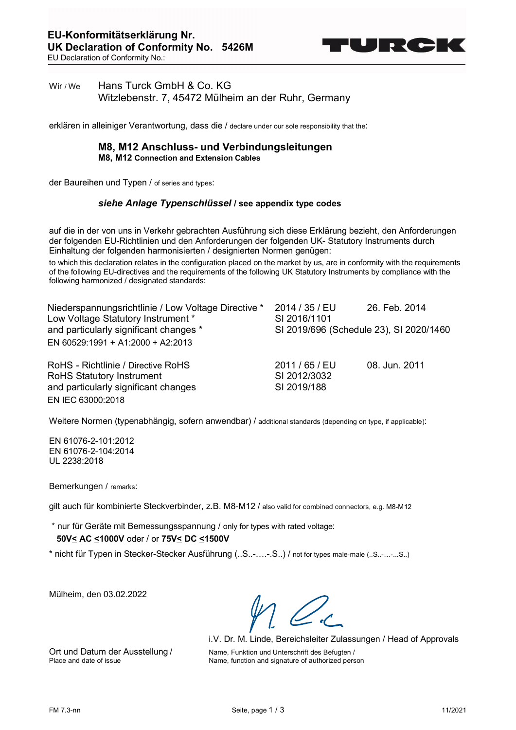# EU-Konformitätserklärung Nr.
# UK Declaration of Conformity No. 5426M

EU Declaration of Conformity No.:

TURCK

Wir / We Hans Turck GmbH & Co. KG
Witzlebenstr. 7, 45472 Mülheim an der Ruhr, Germany

erklären in alleiniger Verantwortung, dass die / declare under our sole responsibility that the:

**M8, M12 Anschluss- und Verbindungsleitungen**
**M8, M12 Connection and Extension Cables**

der Baureihen und Typen / of series and types:

***siehe Anlage Typenschlüssel* / see appendix type codes**

auf die in der von uns in Verkehr gebrachten Ausführung sich diese Erklärung bezieht, den Anforderungen der folgenden EU-Richtlinien und den Anforderungen der folgenden UK- Statutory Instruments durch Einhaltung der folgenden harmonisierten / designierten Normen genügen:

to which this declaration relates in the configuration placed on the market by us, are in conformity with the requirements of the following EU-directives and the requirements of the following UK Statutory Instruments by compliance with the following harmonized / designated standards:

| | | |
|---|---|---|
| Niederspannungsrichtlinie / Low Voltage Directive * | 2014 / 35 / EU | 26. Feb. 2014 |
| Low Voltage Statutory Instrument * | SI 2016/1101 | |
| and particularly significant changes * | SI 2019/696 (Schedule 23), SI 2020/1460 | |
| EN 60529:1991 + A1:2000 + A2:2013 | | |
| RoHS - Richtlinie / Directive RoHS | 2011 / 65 / EU | 08. Jun. 2011 |
| RoHS Statutory Instrument | SI 2012/3032 | |
| and particularly significant changes | SI 2019/188 | |
| EN IEC 63000:2018 | | |

Weitere Normen (typenabhängig, sofern anwendbar) / additional standards (depending on type, if applicable):

EN 61076-2-101:2012
EN 61076-2-104:2014
UL 2238:2018

Bemerkungen / remarks:

gilt auch für kombinierte Steckverbinder, z.B. M8-M12 / also valid for combined connectors, e.g. M8-M12

\* nur für Geräte mit Bemessungsspannung / only for types with rated voltage:
**50V≤ AC ≤1000V** oder / or **75V≤ DC ≤1500V**

\* nicht für Typen in Stecker-Stecker Ausführung (..S..-….-.S..) / not for types male-male (..S..-…-...S..)

Mülheim, den 03.02.2022

Ort und Datum der Ausstellung /
Place and date of issue

i.V. Dr. M. Linde, Bereichsleiter Zulassungen / Head of Approvals

Name, Funktion und Unterschrift des Befugten /
Name, function and signature of authorized person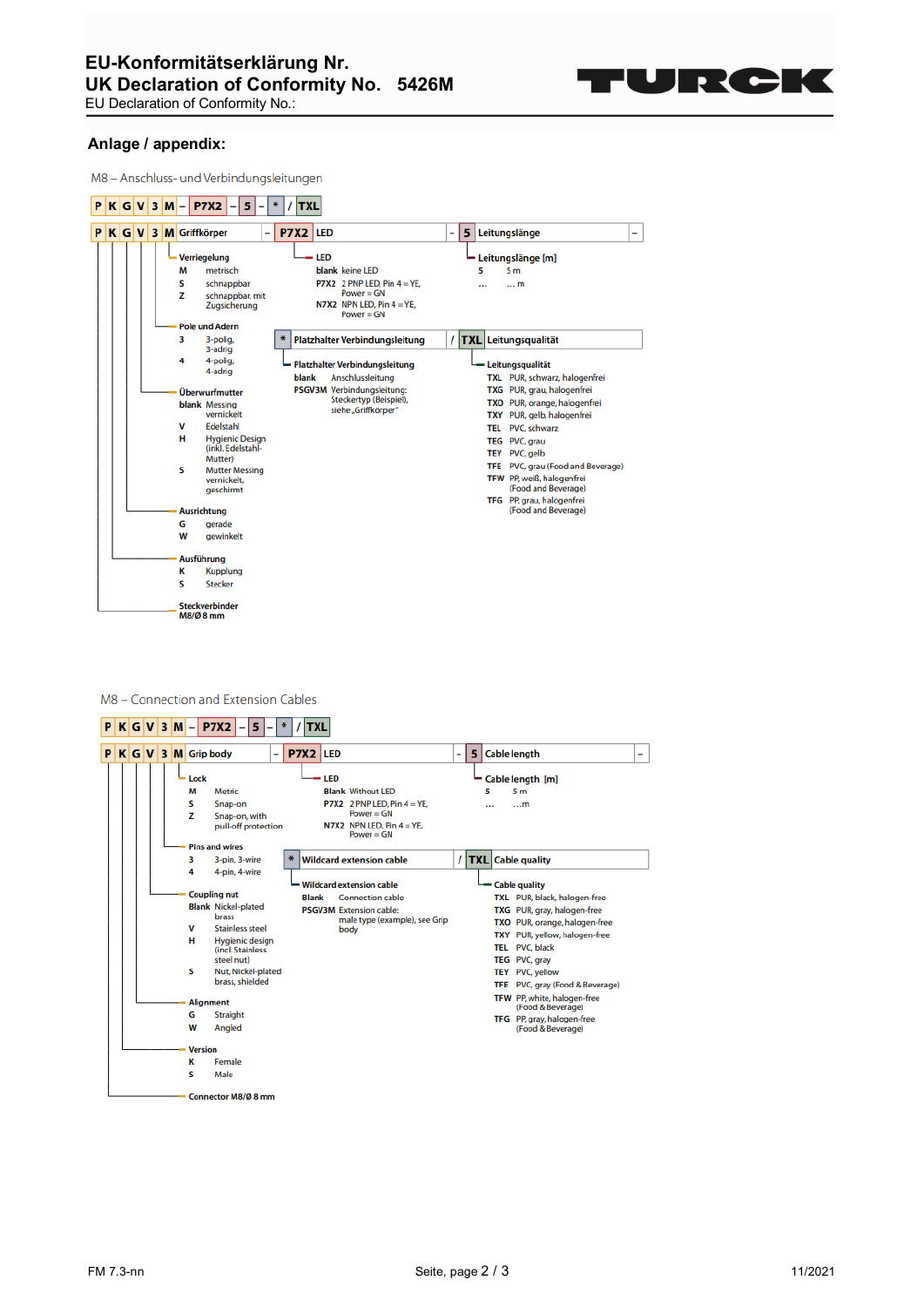# EU-Konformitätserklärung Nr.
# UK Declaration of Conformity No. 5426M

EU Declaration of Conformity No.:

## Anlage / appendix:

### M8 – Anschluss- und Verbindungsleitungen

P K G V 3 M – P7X2 – 5 – * / TXL

| P K G V 3 M | Griffkörper | – | P7X2 | LED | – | 5 | Leitungslänge | – |
|---|---|---|---|---|---|---|---|---|

**Verriegelung**

| | |
|---|---|
| M | metrisch |
| S | schnappbar |
| Z | schnappbar, mit Zugsicherung |

**Pole und Adern**

| | |
|---|---|
| 3 | 3-polig, 3-adrig |
| 4 | 4-polig, 4-adrig |

**Überwurfmutter**

| | |
|---|---|
| blank | Messing vernickelt |
| V | Edelstahl |
| H | Hygienic Design (inkl. Edelstahl-Mutter) |
| S | Mutter Messing vernickelt, geschirmt |

**Ausrichtung**

| | |
|---|---|
| G | gerade |
| W | gewinkelt |

**Ausführung**

| | |
|---|---|
| K | Kupplung |
| S | Stecker |

**Steckverbinder**
M8/Ø 8 mm

**LED**

| | |
|---|---|
| blank | keine LED |
| P7X2 | 2 PNP LED, Pin 4 = YE, Power = GN |
| N7X2 | NPN LED, Pin 4 = YE, Power = GN |

**Leitungslänge [m]**

| | |
|---|---|
| 5 | 5 m |
| … | … m |

| * | Platzhalter Verbindungsleitung | / | TXL | Leitungsqualität |
|---|---|---|---|---|

**Platzhalter Verbindungsleitung**

| | |
|---|---|
| blank | Anschlussleitung |
| PSGV3M | Verbindungsleitung: Steckertyp (Beispiel), siehe „Griffkörper" |

**Leitungsqualität**

| | |
|---|---|
| TXL | PUR, schwarz, halogenfrei |
| TXG | PUR, grau, halogenfrei |
| TXO | PUR, orange, halogenfrei |
| TXY | PUR, gelb, halogenfrei |
| TEL | PVC, schwarz |
| TEG | PVC, grau |
| TEY | PVC, gelb |
| TFE | PVC, grau (Food and Beverage) |
| TFW | PP, weiß, halogenfrei (Food and Beverage) |
| TFG | PP, grau, halogenfrei (Food and Beverage) |

### M8 – Connection and Extension Cables

P K G V 3 M – P7X2 – 5 – * / TXL

| P K G V 3 M | Grip body | – | P7X2 | LED | – | 5 | Cable length | – |
|---|---|---|---|---|---|---|---|---|

**Lock**

| | |
|---|---|
| M | Metric |
| S | Snap-on |
| Z | Snap-on, with pull-off protection |

**Pins and wires**

| | |
|---|---|
| 3 | 3-pin, 3-wire |
| 4 | 4-pin, 4-wire |

**Coupling nut**

| | |
|---|---|
| Blank | Nickel-plated brass |
| V | Stainless steel |
| H | Hygienic design (incl. Stainless steel nut) |
| S | Nut, Nickel-plated brass, shielded |

**Alignment**

| | |
|---|---|
| G | Straight |
| W | Angled |

**Version**

| | |
|---|---|
| K | Female |
| S | Male |

**Connector M8/Ø 8 mm**

**LED**

| | |
|---|---|
| Blank | Without LED |
| P7X2 | 2 PNP LED, Pin 4 = YE, Power = GN |
| N7X2 | NPN LED, Pin 4 = YE, Power = GN |

**Cable length [m]**

| | |
|---|---|
| 5 | 5 m |
| … | …m |

| * | Wildcard extension cable | / | TXL | Cable quality |
|---|---|---|---|---|

**Wildcard extension cable**

| | |
|---|---|
| Blank | Connection cable |
| PSGV3M | Extension cable: male type (example), see Grip body |

**Cable quality**

| | |
|---|---|
| TXL | PUR, black, halogen-free |
| TXG | PUR, gray, halogen-free |
| TXO | PUR, orange, halogen-free |
| TXY | PUR, yellow, halogen-free |
| TEL | PVC, black |
| TEG | PVC, gray |
| TEY | PVC, yellow |
| TFE | PVC, gray (Food & Beverage) |
| TFW | PP, white, halogen-free (Food & Beverage) |
| TFG | PP, gray, halogen-free (Food & Beverage) |

FM 7.3-nn 11/2021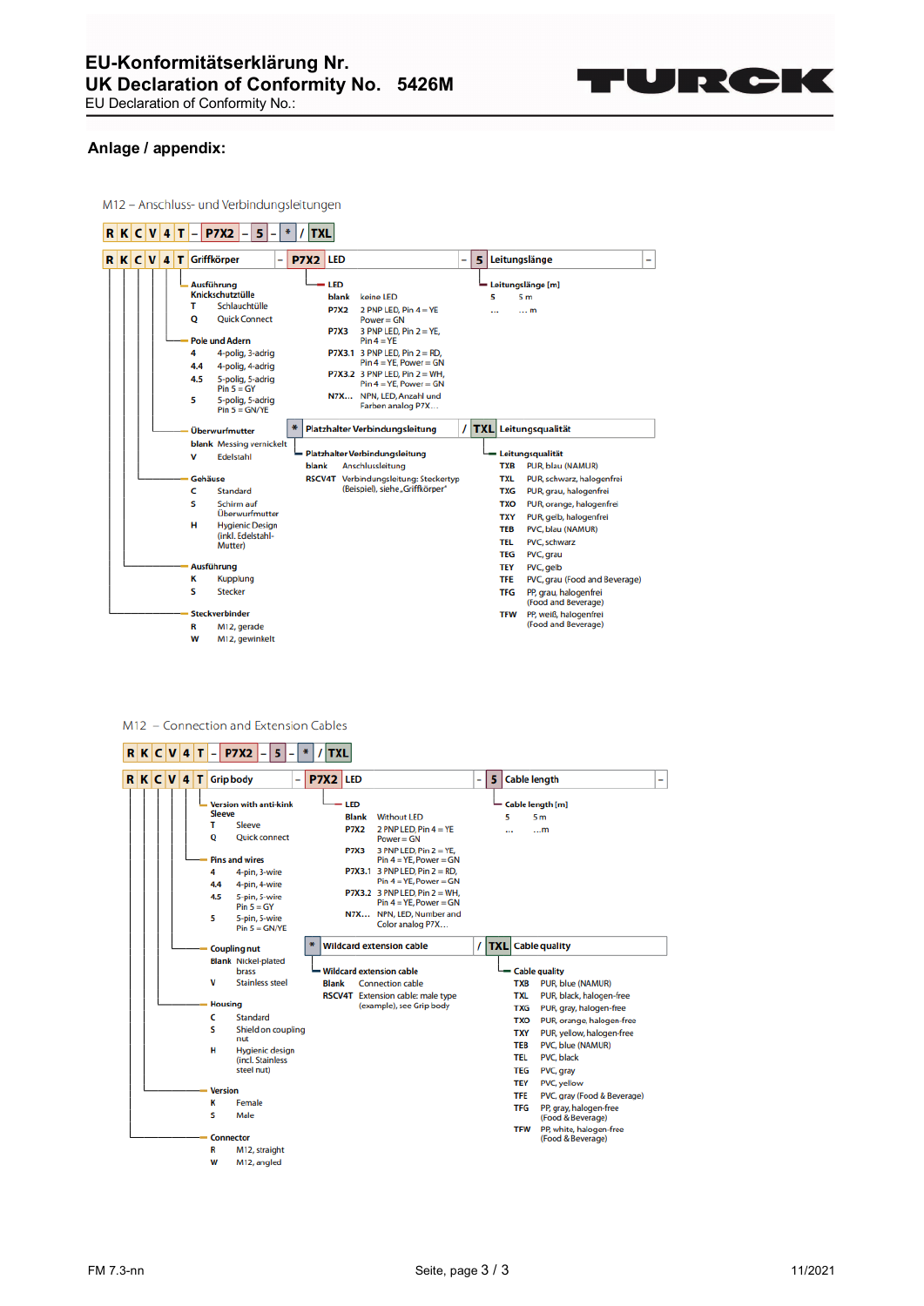# EU-Konformitätserklärung Nr.
# UK Declaration of Conformity No. 5426M
EU Declaration of Conformity No.:

TURCK

## Anlage / appendix:

### M12 – Anschluss- und Verbindungsleitungen

R K C V 4 T – P7X2 – 5 – * / TXL

R K C V 4 T Griffkörper – P7X2 LED – 5 Leitungslänge –

**Ausführung Knickschutztülle**
- T Schlauchtülle
- Q Quick Connect

**Pole und Adern**
- 4 4-polig, 3-adrig
- 4.4 4-polig, 4-adrig
- 4.5 5-polig, 5-adrig Pin 5 = GY
- 5 5-polig, 5-adrig Pin 5 = GN/YE

**Überwurfmutter**
- blank Messing vernickelt
- V Edelstahl

**Gehäuse**
- C Standard
- S Schirm auf Überwurfmutter
- H Hygienic Design (inkl. Edelstahl-Mutter)

**Ausführung**
- K Kupplung
- S Stecker

**Steckverbinder**
- R M12, gerade
- W M12, gewinkelt

**LED**
- blank keine LED
- P7X2 2 PNP LED, Pin 4 = YE Power = GN
- P7X3 3 PNP LED, Pin 2 = YE, Pin 4 = YE
- P7X3.1 3 PNP LED, Pin 2 = RD, Pin 4 = YE, Power = GN
- P7X3.2 3 PNP LED, Pin 2 = WH, Pin 4 = YE, Power = GN
- N7X… NPN, LED, Anzahl und Farben analog P7X…

**Leitungslänge [m]**
- 5 5 m
- … … m

\* Platzhalter Verbindungsleitung / TXL Leitungsqualität

**Platzhalter Verbindungsleitung**
- blank Anschlussleitung
- RSCV4T Verbindungsleitung: Steckertyp (Beispiel), siehe „Griffkörper"

**Leitungsqualität**
- TXB PUR, blau (NAMUR)
- TXL PUR, schwarz, halogenfrei
- TXG PUR, grau, halogenfrei
- TXO PUR, orange, halogenfrei
- TXY PUR, gelb, halogenfrei
- TEB PVC, blau (NAMUR)
- TEL PVC, schwarz
- TEG PVC, grau
- TEY PVC, gelb
- TFE PVC, grau (Food and Beverage)
- TFG PP, grau, halogenfrei (Food and Beverage)
- TFW PP, weiß, halogenfrei (Food and Beverage)

### M12 – Connection and Extension Cables

R K C V 4 T – P7X2 – 5 – * / TXL

R K C V 4 T Grip body – P7X2 LED – 5 Cable length –

**Version with anti-kink Sleeve**
- T Sleeve
- Q Quick connect

**Pins and wires**
- 4 4-pin, 3-wire
- 4.4 4-pin, 4-wire
- 4.5 5-pin, 5-wire Pin 5 = GY
- 5 5-pin, 5-wire Pin 5 = GN/YE

**Coupling nut**
- Blank Nickel-plated brass
- V Stainless steel

**Housing**
- C Standard
- S Shield on coupling nut
- H Hygienic design (incl. Stainless steel nut)

**Version**
- K Female
- S Male

**Connector**
- R M12, straight
- W M12, angled

**LED**
- Blank Without LED
- P7X2 2 PNP LED, Pin 4 = YE Power = GN
- P7X3 3 PNP LED, Pin 2 = YE, Pin 4 = YE, Power = GN
- P7X3.1 3 PNP LED, Pin 2 = RD, Pin 4 = YE, Power = GN
- P7X3.2 3 PNP LED, Pin 2 = WH, Pin 4 = YE, Power = GN
- N7X… NPN, LED, Number and Color analog P7X…

**Cable length [m]**
- 5 5 m
- … …m

\* Wildcard extension cable / TXL Cable quality

**Wildcard extension cable**
- Blank Connection cable
- RSCV4T Extension cable: male type (example), see Grip body

**Cable quality**
- TXB PUR, blue (NAMUR)
- TXL PUR, black, halogen-free
- TXG PUR, gray, halogen-free
- TXO PUR, orange, halogen-free
- TXY PUR, yellow, halogen-free
- TEB PVC, blue (NAMUR)
- TEL PVC, black
- TEG PVC, gray
- TEY PVC, yellow
- TFE PVC, gray (Food & Beverage)
- TFG PP, gray, halogen-free (Food & Beverage)
- TFW PP, white, halogen-free (Food & Beverage)

FM 7.3-nn 11/2021